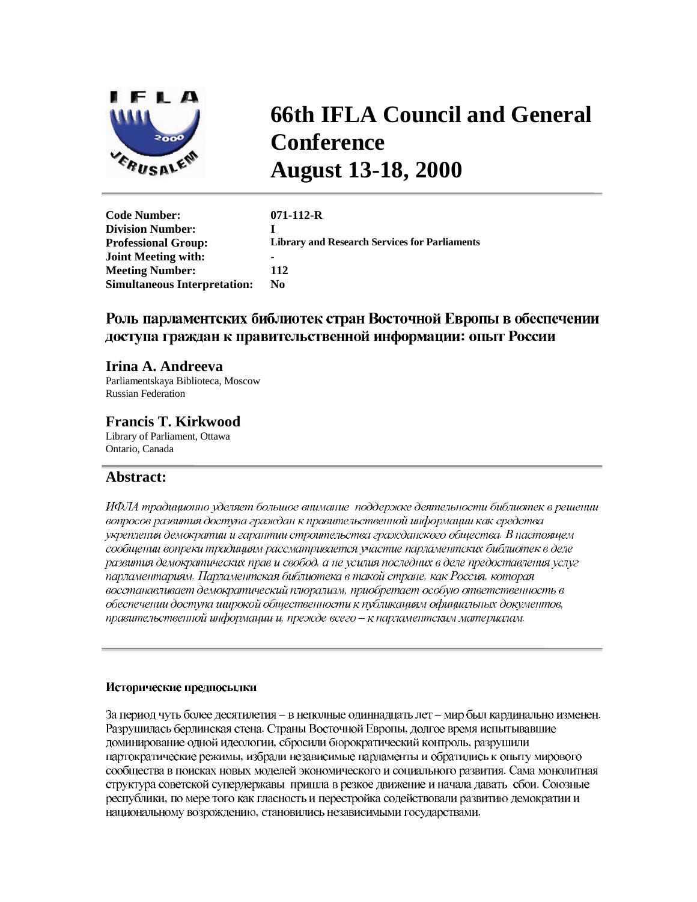# 66th IFLA Council and General Conference
# August 13-18, 2000

| | |
|---|---|
| **Code Number:** | **071-112-R** |
| **Division Number:** | **I** |
| **Professional Group:** | **Library and Research Services for Parliaments** |
| **Joint Meeting with:** | **-** |
| **Meeting Number:** | **112** |
| **Simultaneous Interpretation:** | **No** |

## Роль парламентских библиотек стран Восточной Европы в обеспечении доступа граждан к правительственной информации: опыт России

### Irina A. Andreeva

Parliamentskaya Biblioteca, Moscow
Russian Federation

### Francis T. Kirkwood

Library of Parliament, Ottawa
Ontario, Canada

## Abstract:

*ИФЛА традиционно уделяет большое внимание поддержке деятельности библиотек в решении вопросов развития доступа граждан к правительственной информации как средства укрепления демократии и гарантии строительства гражданского общества. В настоящем сообщении вопреки традициям рассматривается участие парламентских библиотек в деле развития демократических прав и свобод, а не усилия последних в деле предоставления услуг парламентариям. Парламентская библиотека в такой стране, как Россия, которая восстанавливает демократический плюрализм, приобретает особую ответственность в обеспечении доступа широкой общественности к публикациям официальных документов, правительственной информации и, прежде всего – к парламентским материалам.*

#### Исторические предпосылки

За период чуть более десятилетия – в неполные одиннадцать лет – мир был кардинально изменен. Разрушилась берлинская стена. Страны Восточной Европы, долгое время испытывавшие доминирование одной идеологии, сбросили бюрократический контроль, разрушили партократические режимы, избрали независимые парламенты и обратились к опыту мирового сообщества в поисках новых моделей экономического и социального развития. Сама монолитная структура советской супердержавы пришла в резкое движение и начала давать сбои. Союзные республики, по мере того как гласность и перестройка содействовали развитию демократии и национальному возрождению, становились независимыми государствами.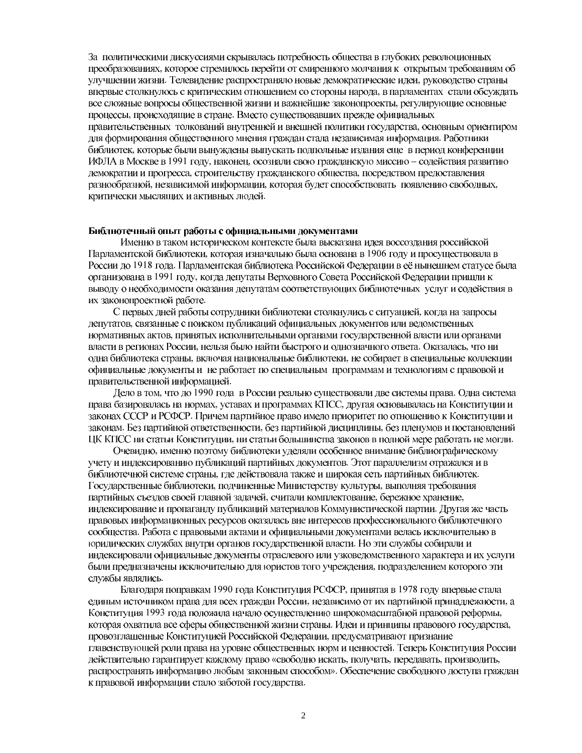За политическими дискуссиями скрывалась потребность общества в глубоких революционных преобразованиях, которое стремилось перейти от смиренного молчания к открытым требованиям об улучшении жизни. Телевидение распространяло новые демократические идеи, руководство страны впервые столкнулось с критическим отношением со стороны народа, в парламентах стали обсуждать все сложные вопросы общественной жизни и важнейшие законопроекты, регулирующие основные процессы, происходящие в стране. Вместо существовавших прежде официальных правительственных толкований внутренней и внешней политики государства, основным ориентиром для формирования общественного мнения граждан стала независимая информация. Работники библиотек, которые были вынуждены выпускать подпольные издания еще в период конференции ИФЛА в Москве в 1991 году, наконец, осознали свою гражданскую миссию – содействия развитию демократии и прогресса, строительству гражданского общества, посредством предоставления разнообразной, независимой информации, которая будет способствовать появлению свободных, критически мыслящих и активных людей.

**Библиотечный опыт работы с официальными документами**

Именно в таком историческом контексте была высказана идея воссоздания российской Парламентской библиотеки, которая изначально была основана в 1906 году и просуществовала в России до 1918 года. Парламентская библиотека Российской Федерации в её нынешнем статусе была организована в 1991 году, когда депутаты Верховного Совета Российской Федерации пришли к выводу о необходимости оказания депутатам соответствующих библиотечных услуг и содействия в их законопроектной работе.

С первых дней работы сотрудники библиотеки столкнулись с ситуацией, когда на запросы депутатов, связанные с поиском публикаций официальных документов или ведомственных нормативных актов, принятых исполнительными органами государственной власти или органами власти в регионах России, нельзя было найти быстрого и однозначного ответа. Оказалась, что ни одна библиотека страны, включая национальные библиотеки, не собирает в специальные коллекции официальные документы и не работает по специальным программам и технологиям с правовой и правительственной информацией.

Дело в том, что до 1990 года в России реально существовали две системы права. Одна система права базировалась на нормах, уставах и программах КПСС, другая основывалась на Конституции и законах СССР и РСФСР. Причем партийное право имело приоритет по отношению к Конституции и законам. Без партийной ответственности, без партийной дисциплины, без пленумов и постановлений ЦК КПСС ни статьи Конституции, ни статьи большинства законов в полной мере работать не могли.

Очевидно, именно поэтому библиотеки уделяли особенное внимание библиографическому учету и индексированию публикаций партийных документов. Этот параллелизм отражался и в библиотечной системе страны, где действовала также и широкая сеть партийных библиотек. Государственные библиотеки, подчиненные Министерству культуры, выполняя требования партийных съездов своей главной задачей, считали комплектование, бережное хранение, индексирование и пропаганду публикаций материалов Коммунистической партии. Другая же часть правовых информационных ресурсов оказалась вне интересов профессионального библиотечного сообщества. Работа с правовыми актами и официальными документами велась исключительно в юридических службах внутри органов государственной власти. Но эти службы собирали и индексировали официальные документы отраслевого или узковедомственного характера и их услуги были предназначены исключительно для юристов того учреждения, подразделением которого эти службы являлись.

Благодаря поправкам 1990 года Конституция РСФСР, принятая в 1978 году впервые стала единым источником права для всех граждан России, независимо от их партийной принадлежности, а Конституция 1993 года положила начало осуществлению широкомасштабной правовой реформы, которая охватила все сферы общественной жизни страны. Идеи и принципы правового государства, провозглашенные Конституцией Российской Федерации, предусматривают признание главенствующей роли права на уровне общественных норм и ценностей. Теперь Конституция России действительно гарантирует каждому право «свободно искать, получать, передавать, производить, распространять информацию любым законным способом». Обеспечение свободного доступа граждан к правовой информации стало заботой государства.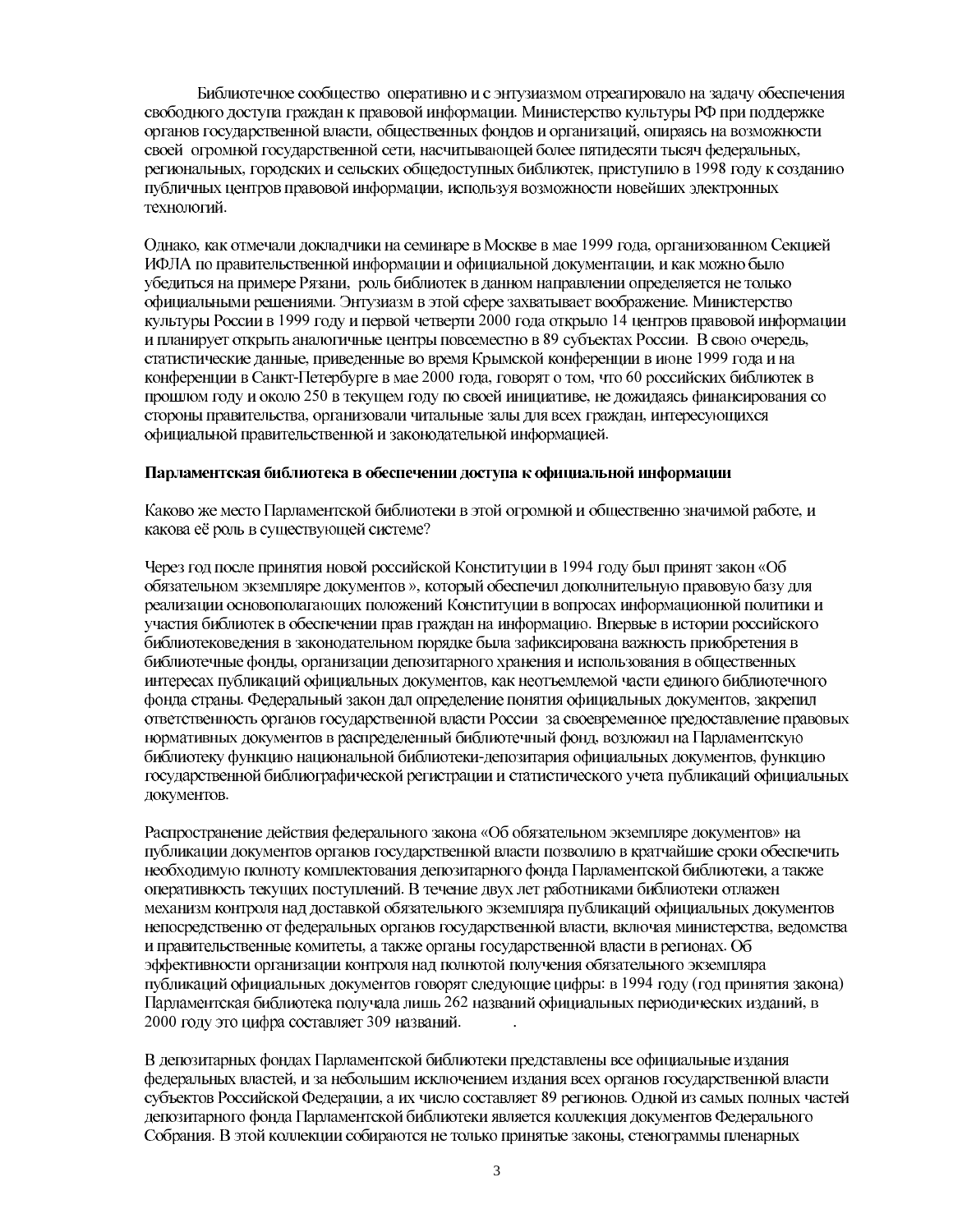Библиотечное сообщество  оперативно и с энтузиазмом отреагировало на задачу обеспечения свободного доступа граждан к правовой информации. Министерство культуры РФ при поддержке органов государственной власти, общественных фондов и организаций, опираясь на возможности своей  огромной государственной сети, насчитывающей более пятидесяти тысяч федеральных, региональных, городских и сельских общедоступных библиотек, приступило в 1998 году к созданию публичных центров правовой информации, используя возможности новейших электронных технологий.

Однако, как отмечали докладчики на семинаре в Москве в мае 1999 года, организованном Секцией ИФЛА по правительственной информации и официальной документации, и как можно было убедиться на примере Рязани,  роль библиотек в данном направлении определяется не только официальными решениями. Энтузиазм в этой сфере захватывает воображение. Министерство культуры России в 1999 году и первой четверти 2000 года открыло 14 центров правовой информации и планирует открыть аналогичные центры повсеместно в 89 субъектах России.  В свою очередь, статистические данные, приведенные во время Крымской конференции в июне 1999 года и на конференции в Санкт-Петербурге в мае 2000 года, говорят о том, что 60 российских библиотек в прошлом году и около 250 в текущем году по своей инициативе, не дожидаясь финансирования со стороны правительства, организовали читальные залы для всех граждан, интересующихся официальной правительственной и законодательной информацией.

**Парламентская библиотека в обеспечении доступа к официальной информации**

Каково же место Парламентской библиотеки в этой огромной и общественно значимой работе, и какова её роль в существующей системе?

Через год после принятия новой российской Конституции в 1994 году был принят закон «Об обязательном экземпляре документов », который обеспечил дополнительную правовую базу для реализации основополагающих положений Конституции в вопросах информационной политики и участия библиотек в обеспечении прав граждан на информацию. Впервые в истории российского библиотековедения в законодательном порядке была зафиксирована важность приобретения в библиотечные фонды, организации депозитарного хранения и использования в общественных интересах публикаций официальных документов, как неотъемлемой части единого библиотечного фонда страны. Федеральный закон дал определение понятия официальных документов, закрепил ответственность органов государственной власти России  за своевременное предоставление правовых нормативных документов в распределенный библиотечный фонд, возложил на Парламентскую библиотеку функцию национальной библиотеки-депозитария официальных документов, функцию государственной библиографической регистрации и статистического учета публикаций официальных документов.

Распространение действия федерального закона «Об обязательном экземпляре документов» на публикации документов органов государственной власти позволило в кратчайшие сроки обеспечить необходимую полноту комплектования депозитарного фонда Парламентской библиотеки, а также оперативность текущих поступлений. В течение двух лет работниками библиотеки отлажен механизм контроля над доставкой обязательного экземпляра публикаций официальных документов непосредственно от федеральных органов государственной власти, включая министерства, ведомства и правительственные комитеты, а также органы государственной власти в регионах. Об эффективности организации контроля над полнотой получения обязательного экземпляра публикаций официальных документов говорят следующие цифры: в 1994 году (год принятия закона) Парламентская библиотека получала лишь 262 названий официальных периодических изданий, в 2000 году это цифра составляет 309 названий.            .

В депозитарных фондах Парламентской библиотеки представлены все официальные издания федеральных властей, и за небольшим исключением издания всех органов государственной власти субъектов Российской Федерации, а их число составляет 89 регионов. Одной из самых полных частей депозитарного фонда Парламентской библиотеки является коллекция документов Федерального Собрания. В этой коллекции собираются не только принятые законы, стенограммы пленарных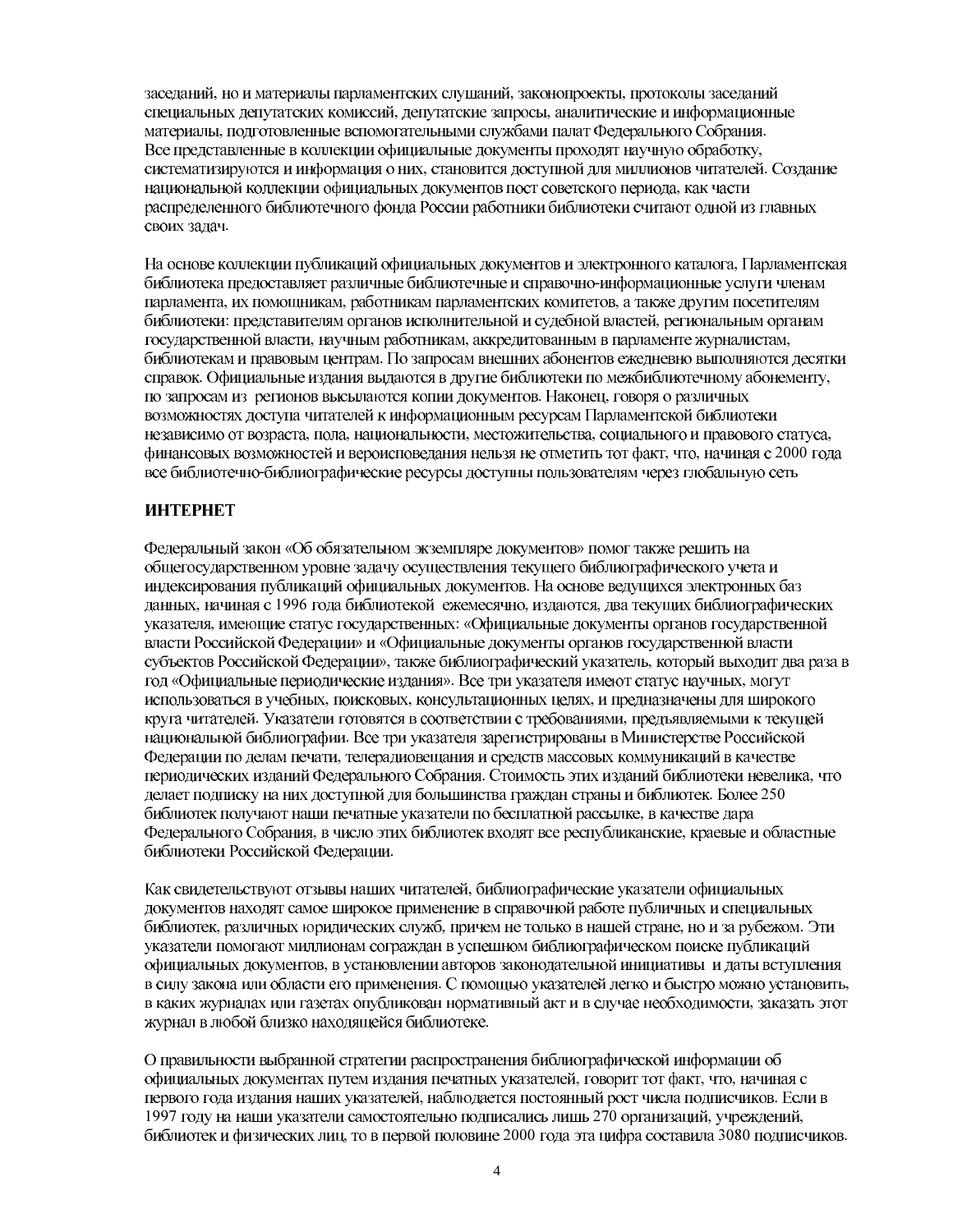заседаний, но и материалы парламентских слушаний, законопроекты, протоколы заседаний специальных депутатских комиссий, депутатские запросы, аналитические и информационные материалы, подготовленные вспомогательными службами палат Федерального Собрания.
Все представленные в коллекции официальные документы проходят научную обработку, систематизируются и информация о них, становится доступной для миллионов читателей. Создание национальной коллекции официальных документов пост советского периода, как части распределенного библиотечного фонда России работники библиотеки считают одной из главных своих задач.

На основе коллекции публикаций официальных документов и электронного каталога, Парламентская библиотека предоставляет различные библиотечные и справочно-информационные услуги членам парламента, их помощникам, работникам парламентских комитетов, а также другим посетителям библиотеки: представителям органов исполнительной и судебной властей, региональным органам государственной власти, научным работникам, аккредитованным в парламенте журналистам, библиотекам и правовым центрам. По запросам внешних абонентов ежедневно выполняются десятки справок. Официальные издания выдаются в другие библиотеки по межбиблиотечному абонементу, по запросам из регионов высылаются копии документов. Наконец, говоря о различных возможностях доступа читателей к информационным ресурсам Парламентской библиотеки независимо от возраста, пола, национальности, местожительства, социального и правового статуса, финансовых возможностей и вероисповедания нельзя не отметить тот факт, что, начиная с 2000 года все библиотечно-библиографические ресурсы доступны пользователям через глобальную сеть

**ИНТЕРНЕТ**

Федеральный закон «Об обязательном экземпляре документов» помог также решить на общегосударственном уровне задачу осуществления текущего библиографического учета и индексирования публикаций официальных документов. На основе ведущихся электронных баз данных, начиная с 1996 года библиотекой ежемесячно, издаются, два текущих библиографических указателя, имеющие статус государственных: «Официальные документы органов государственной власти Российской Федерации» и «Официальные документы органов государственной власти субъектов Российской Федерации», также библиографический указатель, который выходит два раза в год «Официальные периодические издания». Все три указателя имеют статус научных, могут использоваться в учебных, поисковых, консультационных целях, и предназначены для широкого круга читателей. Указатели готовятся в соответствии с требованиями, предъявляемыми к текущей национальной библиографии. Все три указателя зарегистрированы в Министерстве Российской Федерации по делам печати, телерадиовещания и средств массовых коммуникаций в качестве периодических изданий Федерального Собрания. Стоимость этих изданий библиотеки невелика, что делает подписку на них доступной для большинства граждан страны и библиотек. Более 250 библиотек получают наши печатные указатели по бесплатной рассылке, в качестве дара Федерального Собрания, в число этих библиотек входят все республиканские, краевые и областные библиотеки Российской Федерации.

Как свидетельствуют отзывы наших читателей, библиографические указатели официальных документов находят самое широкое применение в справочной работе публичных и специальных библиотек, различных юридических служб, причем не только в нашей стране, но и за рубежом. Эти указатели помогают миллионам сограждан в успешном библиографическом поиске публикаций официальных документов, в установлении авторов законодательной инициативы и даты вступления в силу закона или области его применения. С помощью указателей легко и быстро можно установить, в каких журналах или газетах опубликован нормативный акт и в случае необходимости, заказать этот журнал в любой близко находящейся библиотеке.

О правильности выбранной стратегии распространения библиографической информации об официальных документах путем издания печатных указателей, говорит тот факт, что, начиная с первого года издания наших указателей, наблюдается постоянный рост числа подписчиков. Если в 1997 году на наши указатели самостоятельно подписались лишь 270 организаций, учреждений, библиотек и физических лиц, то в первой половине 2000 года эта цифра составила 3080 подписчиков.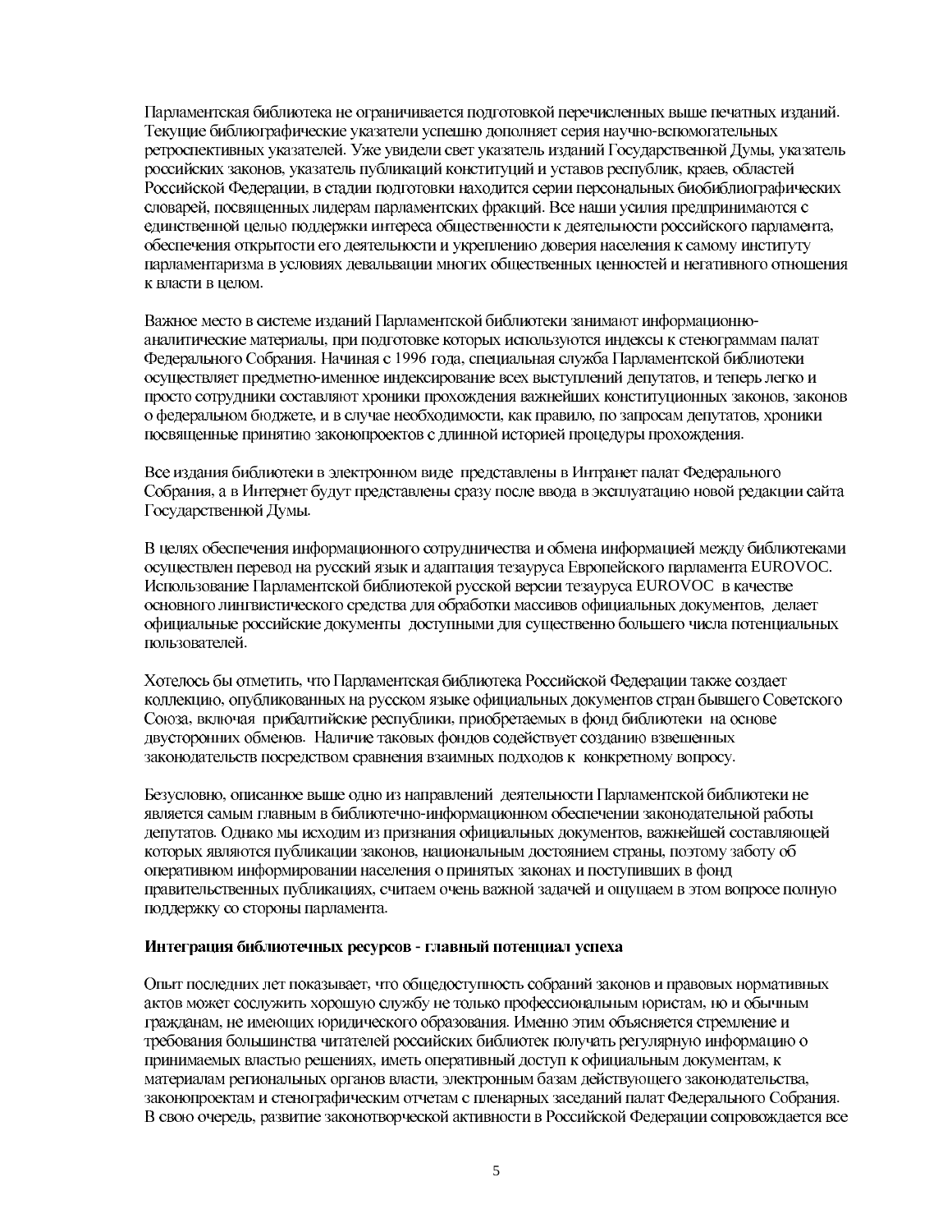Парламентская библиотека не ограничивается подготовкой перечисленных выше печатных изданий. Текущие библиографические указатели успешно дополняет серия научно-вспомогательных ретроспективных указателей. Уже увидели свет указатель изданий Государственной Думы, указатель российских законов, указатель публикаций конституций и уставов республик, краев, областей Российской Федерации, в стадии подготовки находится серии персональных биобиблиографических словарей, посвященных лидерам парламентских фракций. Все наши усилия предпринимаются с единственной целью поддержки интереса общественности к деятельности российского парламента, обеспечения открытости его деятельности и укреплению доверия населения к самому институту парламентаризма в условиях девальвации многих общественных ценностей и негативного отношения к власти в целом.

Важное место в системе изданий Парламентской библиотеки занимают информационно-аналитические материалы, при подготовке которых используются индексы к стенограммам палат Федерального Собрания. Начиная с 1996 года, специальная служба Парламентской библиотеки осуществляет предметно-именное индексирование всех выступлений депутатов, и теперь легко и просто сотрудники составляют хроники прохождения важнейших конституционных законов, законов о федеральном бюджете, и в случае необходимости, как правило, по запросам депутатов, хроники посвященные принятию законопроектов с длинной историей процедуры прохождения.

Все издания библиотеки в электронном виде представлены в Интранет палат Федерального Собрания, а в Интернет будут представлены сразу после ввода в эксплуатацию новой редакции сайта Государственной Думы.

В целях обеспечения информационного сотрудничества и обмена информацией между библиотеками осуществлен перевод на русский язык и адаптация тезауруса Европейского парламента EUROVOC. Использование Парламентской библиотекой русской версии тезауруса EUROVOC в качестве основного лингвистического средства для обработки массивов официальных документов, делает официальные российские документы доступными для существенно большего числа потенциальных пользователей.

Хотелось бы отметить, что Парламентская библиотека Российской Федерации также создает коллекцию, опубликованных на русском языке официальных документов стран бывшего Советского Союза, включая прибалтийские республики, приобретаемых в фонд библиотеки на основе двусторонних обменов. Наличие таковых фондов содействует созданию взвешенных законодательств посредством сравнения взаимных подходов к конкретному вопросу.

Безусловно, описанное выше одно из направлений деятельности Парламентской библиотеки не является самым главным в библиотечно-информационном обеспечении законодательной работы депутатов. Однако мы исходим из признания официальных документов, важнейшей составляющей которых являются публикации законов, национальным достоянием страны, поэтому заботу об оперативном информировании населения о принятых законах и поступивших в фонд правительственных публикациях, считаем очень важной задачей и ощущаем в этом вопросе полную поддержку со стороны парламента.

**Интеграция библиотечных ресурсов - главный потенциал успеха**

Опыт последних лет показывает, что общедоступность собраний законов и правовых нормативных актов может сослужить хорошую службу не только профессиональным юристам, но и обычным гражданам, не имеющих юридического образования. Именно этим объясняется стремление и требования большинства читателей российских библиотек получать регулярную информацию о принимаемых властью решениях, иметь оперативный доступ к официальным документам, к материалам региональных органов власти, электронным базам действующего законодательства, законопроектам и стенографическим отчетам с пленарных заседаний палат Федерального Собрания. В свою очередь, развитие законотворческой активности в Российской Федерации сопровождается все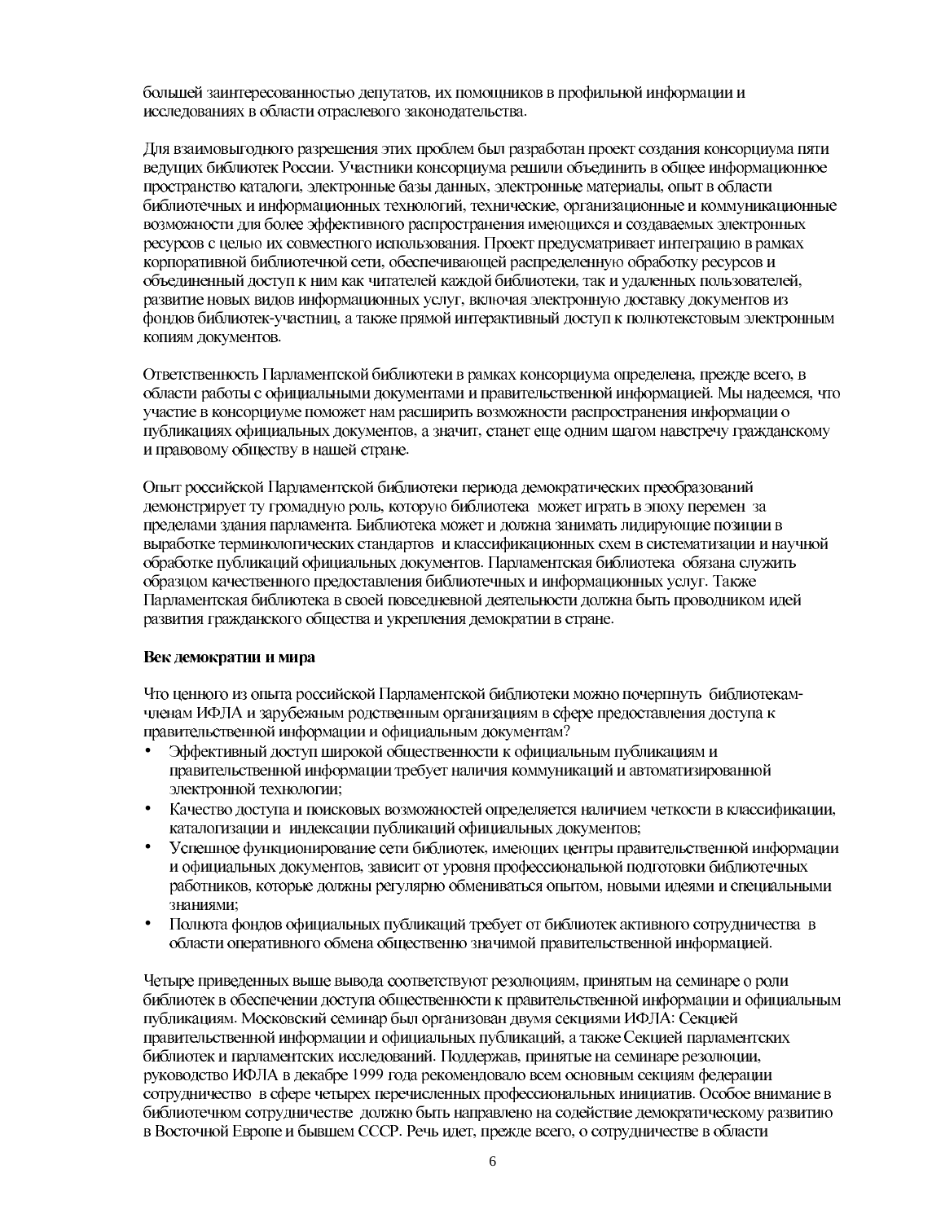большей заинтересованностью депутатов, их помощников в профильной информации и исследованиях в области отраслевого законодательства.

Для взаимовыгодного разрешения этих проблем был разработан проект создания консорциума пяти ведущих библиотек России. Участники консорциума решили объединить в общее информационное пространство каталоги, электронные базы данных, электронные материалы, опыт в области библиотечных и информационных технологий, технические, организационные и коммуникационные возможности для более эффективного распространения имеющихся и создаваемых электронных ресурсов с целью их совместного использования. Проект предусматривает интеграцию в рамках корпоративной библиотечной сети, обеспечивающей распределенную обработку ресурсов и объединенный доступ к ним как читателей каждой библиотеки, так и удаленных пользователей, развитие новых видов информационных услуг, включая электронную доставку документов из фондов библиотек-участниц, а также прямой интерактивный доступ к полнотекстовым электронным копиям документов.

Ответственность Парламентской библиотеки в рамках консорциума определена, прежде всего, в области работы с официальными документами и правительственной информацией. Мы надеемся, что участие в консорциуме поможет нам расширить возможности распространения информации о публикациях официальных документов, а значит, станет еще одним шагом навстречу гражданскому и правовому обществу в нашей стране.

Опыт российской Парламентской библиотеки периода демократических преобразований демонстрирует ту громадную роль, которую библиотека может играть в эпоху перемен за пределами здания парламента. Библиотека может и должна занимать лидирующие позиции в выработке терминологических стандартов и классификационных схем в систематизации и научной обработке публикаций официальных документов. Парламентская библиотека обязана служить образцом качественного предоставления библиотечных и информационных услуг. Также Парламентская библиотека в своей повседневной деятельности должна быть проводником идей развития гражданского общества и укрепления демократии в стране.

**Век демократии и мира**

Что ценного из опыта российской Парламентской библиотеки можно почерпнуть библиотекам-членам ИФЛА и зарубежным родственным организациям в сфере предоставления доступа к правительственной информации и официальным документам?

- Эффективный доступ широкой общественности к официальным публикациям и правительственной информации требует наличия коммуникаций и автоматизированной электронной технологии;
- Качество доступа и поисковых возможностей определяется наличием четкости в классификации, каталогизации и индексации публикаций официальных документов;
- Успешное функционирование сети библиотек, имеющих центры правительственной информации и официальных документов, зависит от уровня профессиональной подготовки библиотечных работников, которые должны регулярно обмениваться опытом, новыми идеями и специальными знаниями;
- Полнота фондов официальных публикаций требует от библиотек активного сотрудничества в области оперативного обмена общественно значимой правительственной информацией.

Четыре приведенных выше вывода соответствуют резолюциям, принятым на семинаре о роли библиотек в обеспечении доступа общественности к правительственной информации и официальным публикациям. Московский семинар был организован двумя секциями ИФЛА: Секцией правительственной информации и официальных публикаций, а также Секцией парламентских библиотек и парламентских исследований. Поддержав, принятые на семинаре резолюции, руководство ИФЛА в декабре 1999 года рекомендовало всем основным секциям федерации сотрудничество в сфере четырех перечисленных профессиональных инициатив. Особое внимание в библиотечном сотрудничестве должно быть направлено на содействие демократическому развитию в Восточной Европе и бывшем СССР. Речь идет, прежде всего, о сотрудничестве в области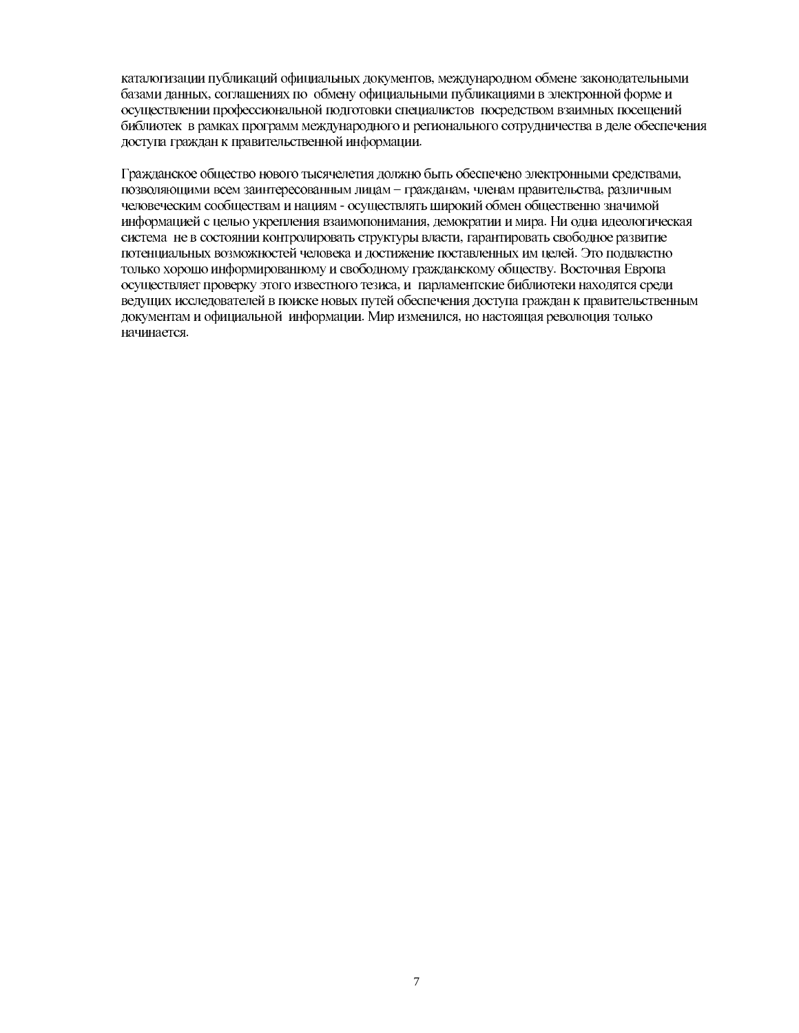каталогизации публикаций официальных документов, международном обмене законодательными базами данных, соглашениях по обмену официальными публикациями в электронной форме и осуществлении профессиональной подготовки специалистов посредством взаимных посещений библиотек в рамках программ международного и регионального сотрудничества в деле обеспечения доступа граждан к правительственной информации.

Гражданское общество нового тысячелетия должно быть обеспечено электронными средствами, позволяющими всем заинтересованным лицам – гражданам, членам правительства, различным человеческим сообществам и нациям - осуществлять широкий обмен общественно значимой информацией с целью укрепления взаимопонимания, демократии и мира. Ни одна идеологическая система не в состоянии контролировать структуры власти, гарантировать свободное развитие потенциальных возможностей человека и достижение поставленных им целей. Это подвластно только хорошо информированному и свободному гражданскому обществу. Восточная Европа осуществляет проверку этого известного тезиса, и парламентские библиотеки находятся среди ведущих исследователей в поиске новых путей обеспечения доступа граждан к правительственным документам и официальной информации. Мир изменился, но настоящая революция только начинается.